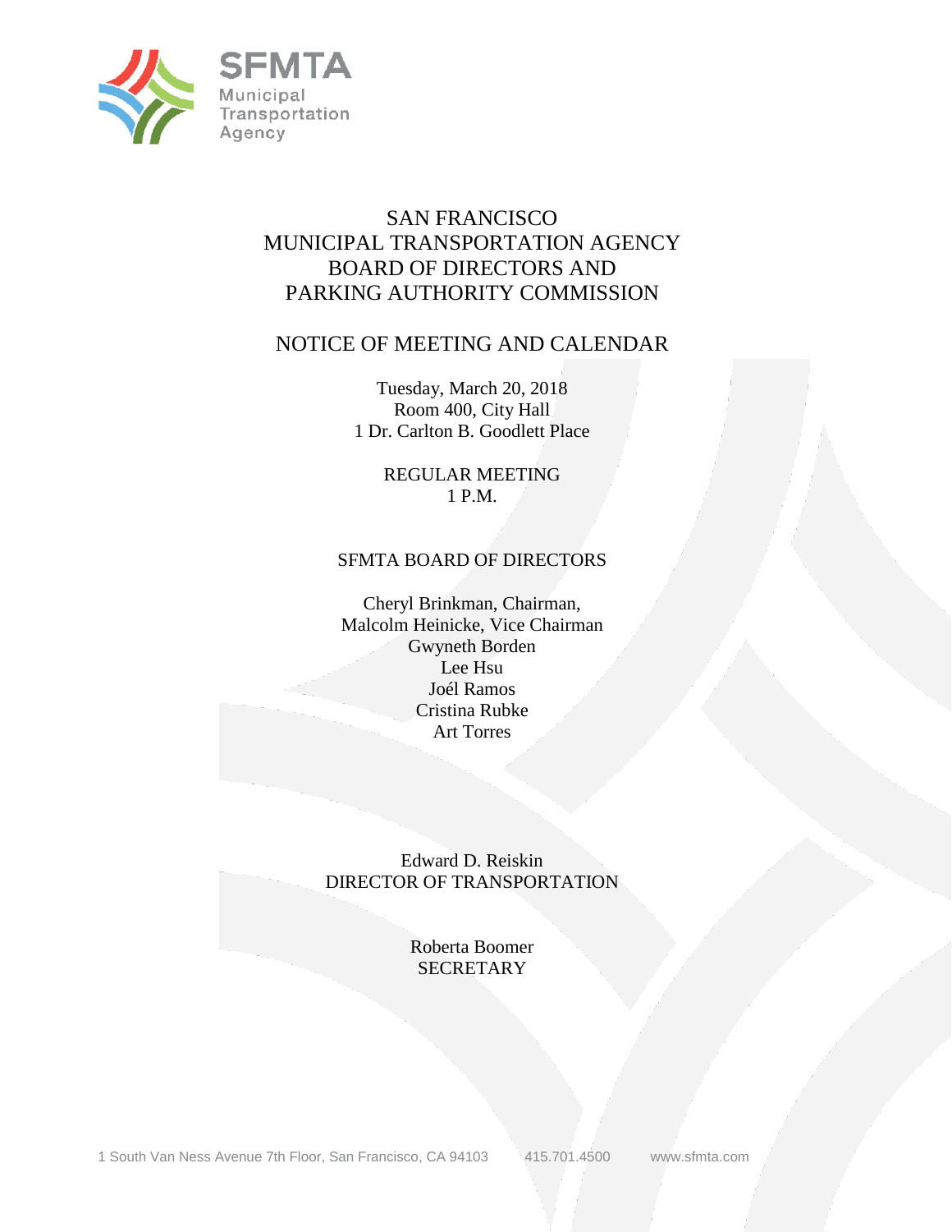SFMTA
Municipal
Transportation
Agency

# SAN FRANCISCO
# MUNICIPAL TRANSPORTATION AGENCY
# BOARD OF DIRECTORS AND
# PARKING AUTHORITY COMMISSION

## NOTICE OF MEETING AND CALENDAR

Tuesday, March 20, 2018
Room 400, City Hall
1 Dr. Carlton B. Goodlett Place

REGULAR MEETING
1 P.M.

### SFMTA BOARD OF DIRECTORS

Cheryl Brinkman, Chairman,
Malcolm Heinicke, Vice Chairman
Gwyneth Borden
Lee Hsu
Joél Ramos
Cristina Rubke
Art Torres

Edward D. Reiskin
DIRECTOR OF TRANSPORTATION

Roberta Boomer
SECRETARY

1 South Van Ness Avenue 7th Floor, San Francisco, CA 94103 415.701.4500 www.sfmta.com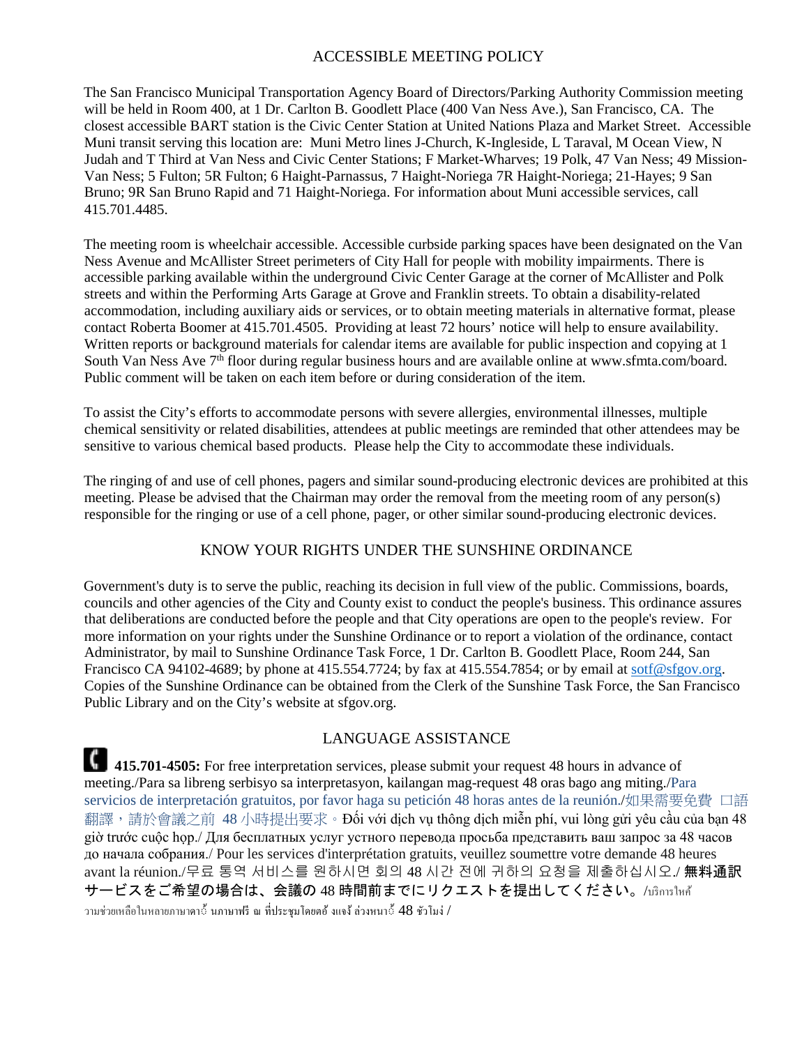## ACCESSIBLE MEETING POLICY

The San Francisco Municipal Transportation Agency Board of Directors/Parking Authority Commission meeting will be held in Room 400, at 1 Dr. Carlton B. Goodlett Place (400 Van Ness Ave.), San Francisco, CA. The closest accessible BART station is the Civic Center Station at United Nations Plaza and Market Street. Accessible Muni transit serving this location are: Muni Metro lines J-Church, K-Ingleside, L Taraval, M Ocean View, N Judah and T Third at Van Ness and Civic Center Stations; F Market-Wharves; 19 Polk, 47 Van Ness; 49 Mission-Van Ness; 5 Fulton; 5R Fulton; 6 Haight-Parnassus, 7 Haight-Noriega 7R Haight-Noriega; 21-Hayes; 9 San Bruno; 9R San Bruno Rapid and 71 Haight-Noriega. For information about Muni accessible services, call 415.701.4485.

The meeting room is wheelchair accessible. Accessible curbside parking spaces have been designated on the Van Ness Avenue and McAllister Street perimeters of City Hall for people with mobility impairments. There is accessible parking available within the underground Civic Center Garage at the corner of McAllister and Polk streets and within the Performing Arts Garage at Grove and Franklin streets. To obtain a disability-related accommodation, including auxiliary aids or services, or to obtain meeting materials in alternative format, please contact Roberta Boomer at 415.701.4505. Providing at least 72 hours' notice will help to ensure availability. Written reports or background materials for calendar items are available for public inspection and copying at 1 South Van Ness Ave 7th floor during regular business hours and are available online at www.sfmta.com/board. Public comment will be taken on each item before or during consideration of the item.

To assist the City's efforts to accommodate persons with severe allergies, environmental illnesses, multiple chemical sensitivity or related disabilities, attendees at public meetings are reminded that other attendees may be sensitive to various chemical based products. Please help the City to accommodate these individuals.

The ringing of and use of cell phones, pagers and similar sound-producing electronic devices are prohibited at this meeting. Please be advised that the Chairman may order the removal from the meeting room of any person(s) responsible for the ringing or use of a cell phone, pager, or other similar sound-producing electronic devices.

## KNOW YOUR RIGHTS UNDER THE SUNSHINE ORDINANCE

Government's duty is to serve the public, reaching its decision in full view of the public. Commissions, boards, councils and other agencies of the City and County exist to conduct the people's business. This ordinance assures that deliberations are conducted before the people and that City operations are open to the people's review. For more information on your rights under the Sunshine Ordinance or to report a violation of the ordinance, contact Administrator, by mail to Sunshine Ordinance Task Force, 1 Dr. Carlton B. Goodlett Place, Room 244, San Francisco CA 94102-4689; by phone at 415.554.7724; by fax at 415.554.7854; or by email at sotf@sfgov.org. Copies of the Sunshine Ordinance can be obtained from the Clerk of the Sunshine Task Force, the San Francisco Public Library and on the City's website at sfgov.org.

## LANGUAGE ASSISTANCE

**415.701-4505:** For free interpretation services, please submit your request 48 hours in advance of meeting./Para sa libreng serbisyo sa interpretasyon, kailangan mag-request 48 oras bago ang miting./Para servicios de interpretación gratuitos, por favor haga su petición 48 horas antes de la reunión./如果需要免費 口語翻譯，請於會議之前 48 小時提出要求。Đối với dịch vụ thông dịch miễn phí, vui lòng gửi yêu cầu của bạn 48 giờ trước cuộc họp./ Для бесплатных услуг устного перевода просьба представить ваш запрос за 48 часов до начала собрания./ Pour les services d'interprétation gratuits, veuillez soumettre votre demande 48 heures avant la réunion./무료 통역 서비스를 원하시면 회의 48 시간 전에 귀하의 요청을 제출하십시오./ **無料通訳サービスをご希望の場合は、会議の 48 時間前までにリクエストを提出してください。**/บริการให้ความช่วยเหลือในหลายภาษาคาฟ้ นภาษาฟรี ณ ที่ประชุมโดยต้ งแจ้ ล่วงหน้า 48 ชั่วโมง /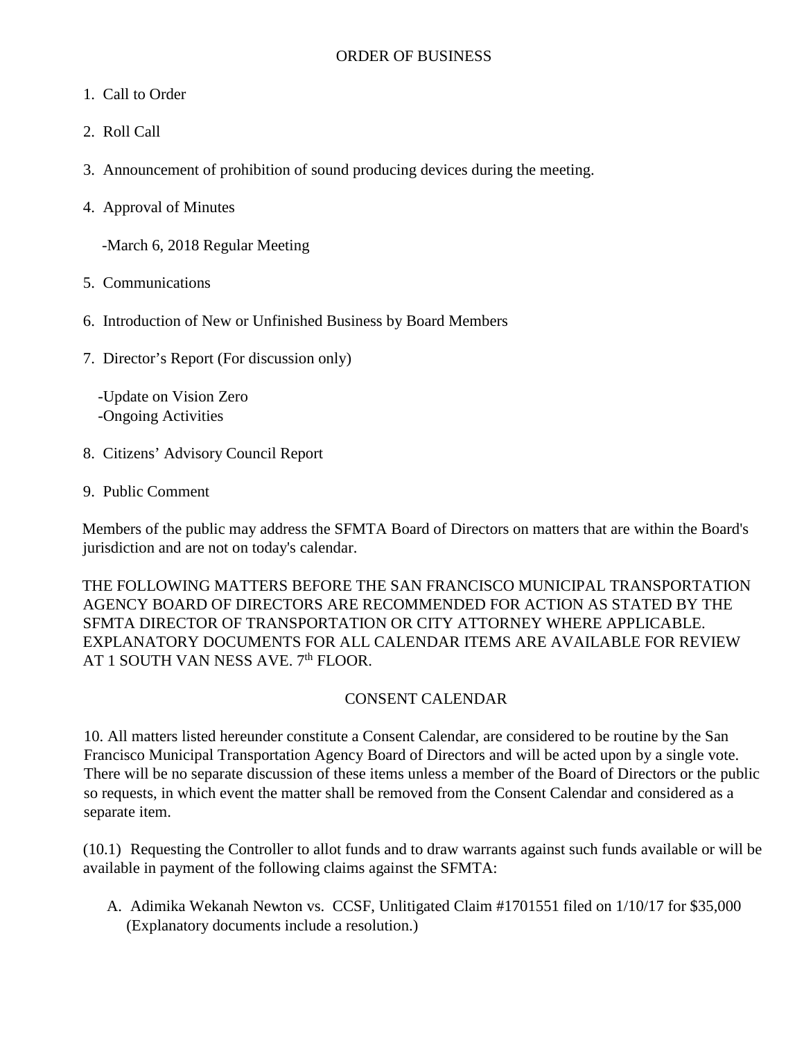## ORDER OF BUSINESS

1. Call to Order

2. Roll Call

3. Announcement of prohibition of sound producing devices during the meeting.

4. Approval of Minutes

   -March 6, 2018 Regular Meeting

5. Communications

6. Introduction of New or Unfinished Business by Board Members

7. Director's Report (For discussion only)

   -Update on Vision Zero
   -Ongoing Activities

8. Citizens' Advisory Council Report

9. Public Comment

Members of the public may address the SFMTA Board of Directors on matters that are within the Board's jurisdiction and are not on today's calendar.

THE FOLLOWING MATTERS BEFORE THE SAN FRANCISCO MUNICIPAL TRANSPORTATION AGENCY BOARD OF DIRECTORS ARE RECOMMENDED FOR ACTION AS STATED BY THE SFMTA DIRECTOR OF TRANSPORTATION OR CITY ATTORNEY WHERE APPLICABLE. EXPLANATORY DOCUMENTS FOR ALL CALENDAR ITEMS ARE AVAILABLE FOR REVIEW AT 1 SOUTH VAN NESS AVE. 7th FLOOR.

## CONSENT CALENDAR

10. All matters listed hereunder constitute a Consent Calendar, are considered to be routine by the San Francisco Municipal Transportation Agency Board of Directors and will be acted upon by a single vote. There will be no separate discussion of these items unless a member of the Board of Directors or the public so requests, in which event the matter shall be removed from the Consent Calendar and considered as a separate item.

(10.1) Requesting the Controller to allot funds and to draw warrants against such funds available or will be available in payment of the following claims against the SFMTA:

A. Adimika Wekanah Newton vs. CCSF, Unlitigated Claim #1701551 filed on 1/10/17 for $35,000 (Explanatory documents include a resolution.)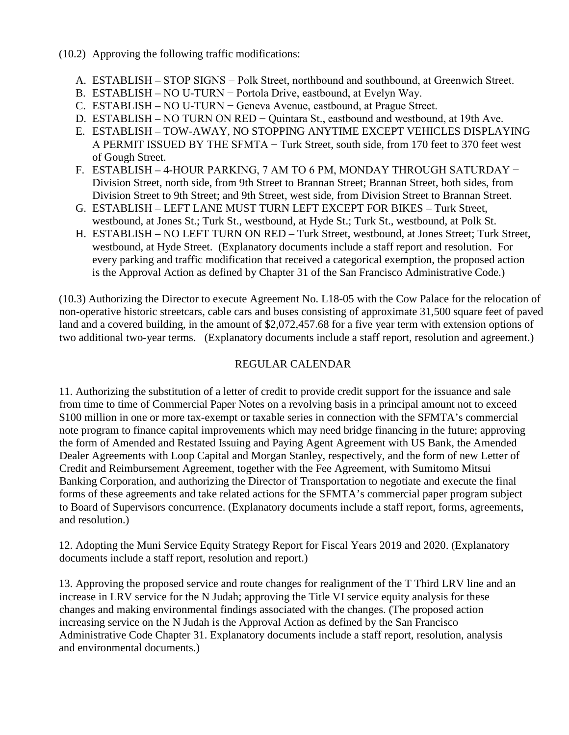(10.2) Approving the following traffic modifications:

A. ESTABLISH – STOP SIGNS − Polk Street, northbound and southbound, at Greenwich Street.
B. ESTABLISH – NO U-TURN − Portola Drive, eastbound, at Evelyn Way.
C. ESTABLISH – NO U-TURN − Geneva Avenue, eastbound, at Prague Street.
D. ESTABLISH – NO TURN ON RED − Quintara St., eastbound and westbound, at 19th Ave.
E. ESTABLISH – TOW-AWAY, NO STOPPING ANYTIME EXCEPT VEHICLES DISPLAYING A PERMIT ISSUED BY THE SFMTA − Turk Street, south side, from 170 feet to 370 feet west of Gough Street.
F. ESTABLISH – 4-HOUR PARKING, 7 AM TO 6 PM, MONDAY THROUGH SATURDAY − Division Street, north side, from 9th Street to Brannan Street; Brannan Street, both sides, from Division Street to 9th Street; and 9th Street, west side, from Division Street to Brannan Street.
G. ESTABLISH – LEFT LANE MUST TURN LEFT EXCEPT FOR BIKES – Turk Street, westbound, at Jones St.; Turk St., westbound, at Hyde St.; Turk St., westbound, at Polk St.
H. ESTABLISH – NO LEFT TURN ON RED – Turk Street, westbound, at Jones Street; Turk Street, westbound, at Hyde Street. (Explanatory documents include a staff report and resolution. For every parking and traffic modification that received a categorical exemption, the proposed action is the Approval Action as defined by Chapter 31 of the San Francisco Administrative Code.)

(10.3) Authorizing the Director to execute Agreement No. L18-05 with the Cow Palace for the relocation of non-operative historic streetcars, cable cars and buses consisting of approximate 31,500 square feet of paved land and a covered building, in the amount of $2,072,457.68 for a five year term with extension options of two additional two-year terms. (Explanatory documents include a staff report, resolution and agreement.)

## REGULAR CALENDAR

11. Authorizing the substitution of a letter of credit to provide credit support for the issuance and sale from time to time of Commercial Paper Notes on a revolving basis in a principal amount not to exceed $100 million in one or more tax-exempt or taxable series in connection with the SFMTA's commercial note program to finance capital improvements which may need bridge financing in the future; approving the form of Amended and Restated Issuing and Paying Agent Agreement with US Bank, the Amended Dealer Agreements with Loop Capital and Morgan Stanley, respectively, and the form of new Letter of Credit and Reimbursement Agreement, together with the Fee Agreement, with Sumitomo Mitsui Banking Corporation, and authorizing the Director of Transportation to negotiate and execute the final forms of these agreements and take related actions for the SFMTA's commercial paper program subject to Board of Supervisors concurrence. (Explanatory documents include a staff report, forms, agreements, and resolution.)

12. Adopting the Muni Service Equity Strategy Report for Fiscal Years 2019 and 2020. (Explanatory documents include a staff report, resolution and report.)

13. Approving the proposed service and route changes for realignment of the T Third LRV line and an increase in LRV service for the N Judah; approving the Title VI service equity analysis for these changes and making environmental findings associated with the changes. (The proposed action increasing service on the N Judah is the Approval Action as defined by the San Francisco Administrative Code Chapter 31. Explanatory documents include a staff report, resolution, analysis and environmental documents.)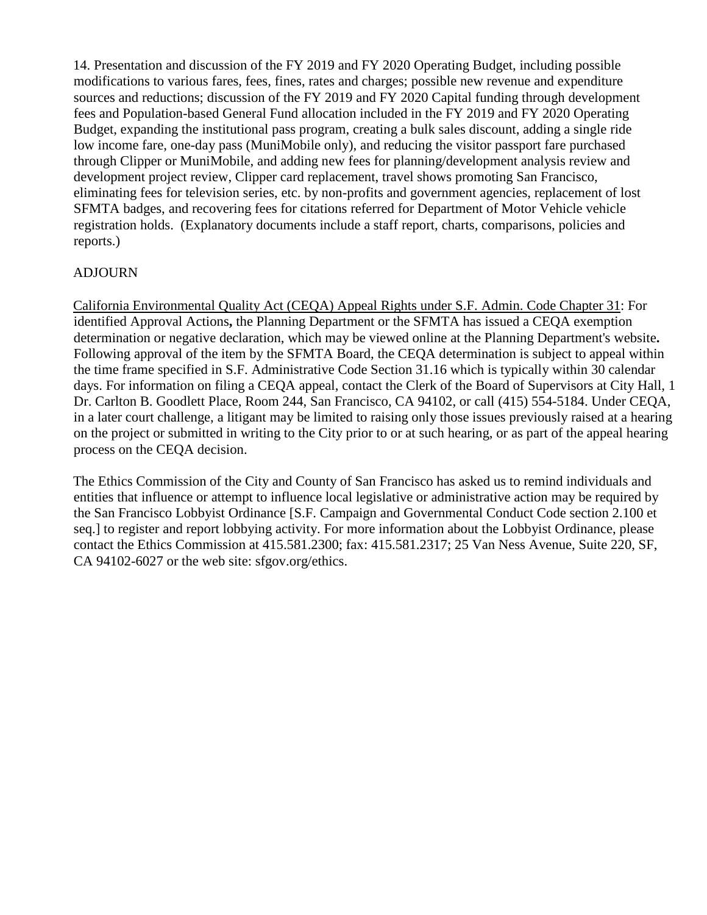14. Presentation and discussion of the FY 2019 and FY 2020 Operating Budget, including possible modifications to various fares, fees, fines, rates and charges; possible new revenue and expenditure sources and reductions; discussion of the FY 2019 and FY 2020 Capital funding through development fees and Population-based General Fund allocation included in the FY 2019 and FY 2020 Operating Budget, expanding the institutional pass program, creating a bulk sales discount, adding a single ride low income fare, one-day pass (MuniMobile only), and reducing the visitor passport fare purchased through Clipper or MuniMobile, and adding new fees for planning/development analysis review and development project review, Clipper card replacement, travel shows promoting San Francisco, eliminating fees for television series, etc. by non-profits and government agencies, replacement of lost SFMTA badges, and recovering fees for citations referred for Department of Motor Vehicle vehicle registration holds. (Explanatory documents include a staff report, charts, comparisons, policies and reports.)

ADJOURN

<u>California Environmental Quality Act (CEQA) Appeal Rights under S.F. Admin. Code Chapter 31</u>: For identified Approval Actions**,** the Planning Department or the SFMTA has issued a CEQA exemption determination or negative declaration, which may be viewed online at the Planning Department's website**.** Following approval of the item by the SFMTA Board, the CEQA determination is subject to appeal within the time frame specified in S.F. Administrative Code Section 31.16 which is typically within 30 calendar days. For information on filing a CEQA appeal, contact the Clerk of the Board of Supervisors at City Hall, 1 Dr. Carlton B. Goodlett Place, Room 244, San Francisco, CA 94102, or call (415) 554-5184. Under CEQA, in a later court challenge, a litigant may be limited to raising only those issues previously raised at a hearing on the project or submitted in writing to the City prior to or at such hearing, or as part of the appeal hearing process on the CEQA decision.

The Ethics Commission of the City and County of San Francisco has asked us to remind individuals and entities that influence or attempt to influence local legislative or administrative action may be required by the San Francisco Lobbyist Ordinance [S.F. Campaign and Governmental Conduct Code section 2.100 et seq.] to register and report lobbying activity. For more information about the Lobbyist Ordinance, please contact the Ethics Commission at 415.581.2300; fax: 415.581.2317; 25 Van Ness Avenue, Suite 220, SF, CA 94102-6027 or the web site: sfgov.org/ethics.